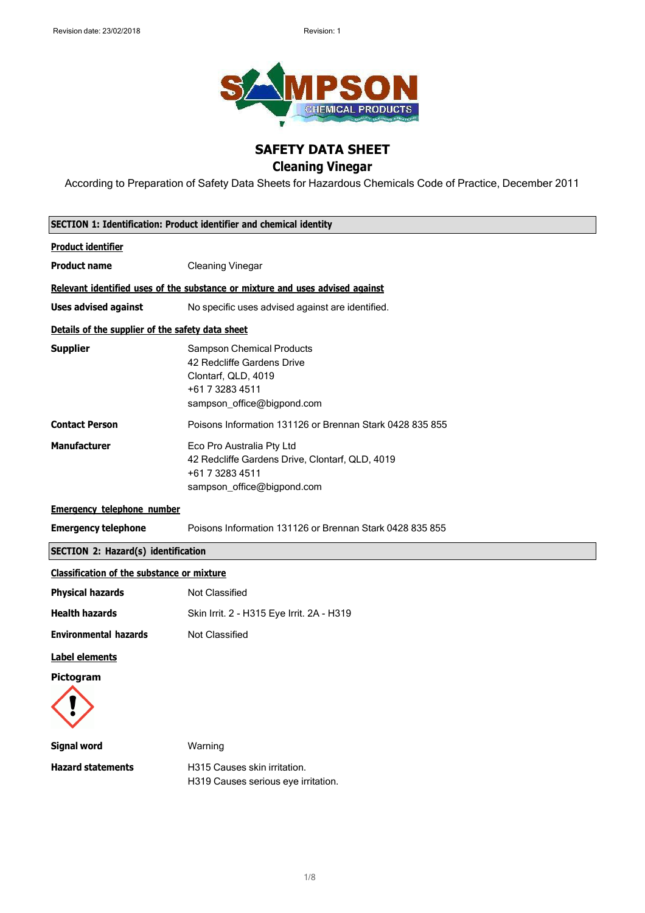# SAFETY DATA SHEET

## Cleaning Vinegar

According to Preparation of Safety Data Sheets for Hazardous Chemicals Code of Practice, December 2011

## SECTION 1: Identification: Product identifier and chemical identity

**Product identifier**

**Product name** Cleaning Vinegar

**Relevant identified uses of the substance or mixture and uses advised against**

**Uses advised against** No specific uses advised against are identified.

**Details of the supplier of the safety data sheet**

**Supplier**
Sampson Chemical Products
42 Redcliffe Gardens Drive
Clontarf, QLD, 4019
+61 7 3283 4511
sampson_office@bigpond.com

**Contact Person** Poisons Information 131126 or Brennan Stark 0428 835 855

**Manufacturer**
Eco Pro Australia Pty Ltd
42 Redcliffe Gardens Drive, Clontarf, QLD, 4019
+61 7 3283 4511
sampson_office@bigpond.com

**Emergency telephone number**

**Emergency telephone** Poisons Information 131126 or Brennan Stark 0428 835 855

## SECTION 2: Hazard(s) identification

**Classification of the substance or mixture**

**Physical hazards** Not Classified

**Health hazards** Skin Irrit. 2 - H315 Eye Irrit. 2A - H319

**Environmental hazards** Not Classified

**Label elements**

**Pictogram**

**Signal word** Warning

**Hazard statements**
H315 Causes skin irritation.
H319 Causes serious eye irritation.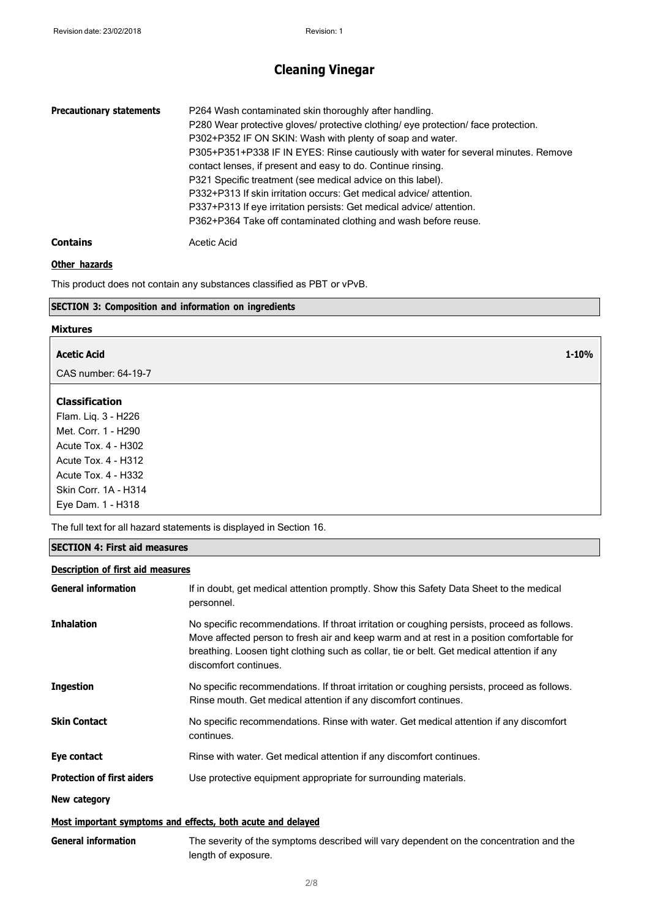**Precautionary statements**

P264 Wash contaminated skin thoroughly after handling.
P280 Wear protective gloves/ protective clothing/ eye protection/ face protection.
P302+P352 IF ON SKIN: Wash with plenty of soap and water.
P305+P351+P338 IF IN EYES: Rinse cautiously with water for several minutes. Remove contact lenses, if present and easy to do. Continue rinsing.
P321 Specific treatment (see medical advice on this label).
P332+P313 If skin irritation occurs: Get medical advice/ attention.
P337+P313 If eye irritation persists: Get medical advice/ attention.
P362+P364 Take off contaminated clothing and wash before reuse.

**Contains** Acetic Acid

**Other hazards**

This product does not contain any substances classified as PBT or vPvB.

## SECTION 3: Composition and information on ingredients

**Mixtures**

**Acetic Acid** **1-10%**

CAS number: 64-19-7

**Classification**

Flam. Liq. 3 - H226
Met. Corr. 1 - H290
Acute Tox. 4 - H302
Acute Tox. 4 - H312
Acute Tox. 4 - H332
Skin Corr. 1A - H314
Eye Dam. 1 - H318

The full text for all hazard statements is displayed in Section 16.

## SECTION 4: First aid measures

**Description of first aid measures**

**General information** If in doubt, get medical attention promptly. Show this Safety Data Sheet to the medical personnel.

**Inhalation** No specific recommendations. If throat irritation or coughing persists, proceed as follows. Move affected person to fresh air and keep warm and at rest in a position comfortable for breathing. Loosen tight clothing such as collar, tie or belt. Get medical attention if any discomfort continues.

**Ingestion** No specific recommendations. If throat irritation or coughing persists, proceed as follows. Rinse mouth. Get medical attention if any discomfort continues.

**Skin Contact** No specific recommendations. Rinse with water. Get medical attention if any discomfort continues.

**Eye contact** Rinse with water. Get medical attention if any discomfort continues.

**Protection of first aiders** Use protective equipment appropriate for surrounding materials.

**New category**

**Most important symptoms and effects, both acute and delayed**

**General information** The severity of the symptoms described will vary dependent on the concentration and the length of exposure.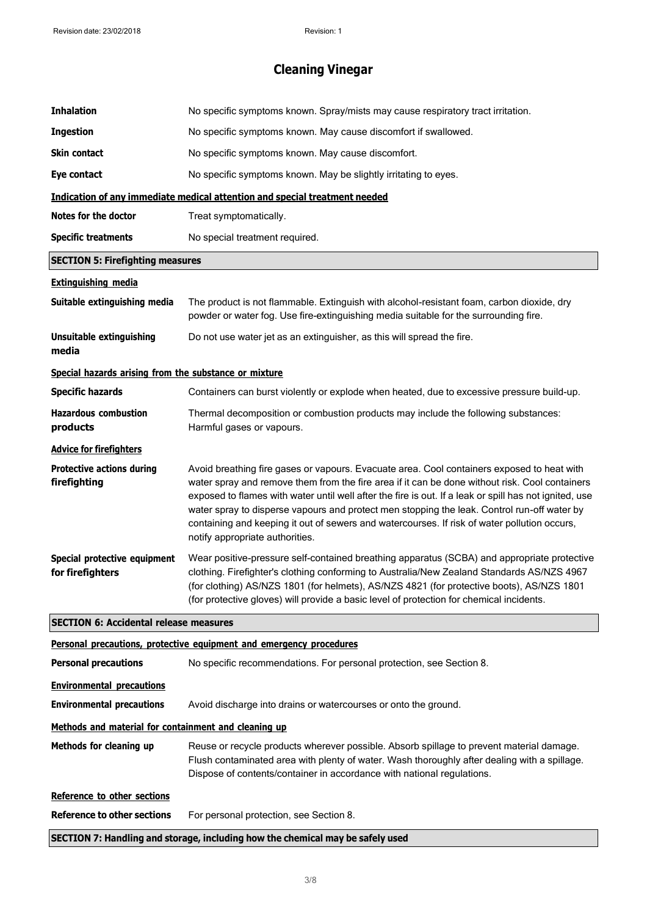# Cleaning Vinegar

| | |
|---|---|
| **Inhalation** | No specific symptoms known. Spray/mists may cause respiratory tract irritation. |
| **Ingestion** | No specific symptoms known. May cause discomfort if swallowed. |
| **Skin contact** | No specific symptoms known. May cause discomfort. |
| **Eye contact** | No specific symptoms known. May be slightly irritating to eyes. |

**Indication of any immediate medical attention and special treatment needed**

| | |
|---|---|
| **Notes for the doctor** | Treat symptomatically. |
| **Specific treatments** | No special treatment required. |

## SECTION 5: Firefighting measures

**Extinguishing media**

| | |
|---|---|
| **Suitable extinguishing media** | The product is not flammable. Extinguish with alcohol-resistant foam, carbon dioxide, dry powder or water fog. Use fire-extinguishing media suitable for the surrounding fire. |
| **Unsuitable extinguishing media** | Do not use water jet as an extinguisher, as this will spread the fire. |

**Special hazards arising from the substance or mixture**

| | |
|---|---|
| **Specific hazards** | Containers can burst violently or explode when heated, due to excessive pressure build-up. |
| **Hazardous combustion products** | Thermal decomposition or combustion products may include the following substances: Harmful gases or vapours. |

**Advice for firefighters**

| | |
|---|---|
| **Protective actions during firefighting** | Avoid breathing fire gases or vapours. Evacuate area. Cool containers exposed to heat with water spray and remove them from the fire area if it can be done without risk. Cool containers exposed to flames with water until well after the fire is out. If a leak or spill has not ignited, use water spray to disperse vapours and protect men stopping the leak. Control run-off water by containing and keeping it out of sewers and watercourses. If risk of water pollution occurs, notify appropriate authorities. |
| **Special protective equipment for firefighters** | Wear positive-pressure self-contained breathing apparatus (SCBA) and appropriate protective clothing. Firefighter's clothing conforming to Australia/New Zealand Standards AS/NZS 4967 (for clothing) AS/NZS 1801 (for helmets), AS/NZS 4821 (for protective boots), AS/NZS 1801 (for protective gloves) will provide a basic level of protection for chemical incidents. |

## SECTION 6: Accidental release measures

**Personal precautions, protective equipment and emergency procedures**

| | |
|---|---|
| **Personal precautions** | No specific recommendations. For personal protection, see Section 8. |

**Environmental precautions**

| | |
|---|---|
| **Environmental precautions** | Avoid discharge into drains or watercourses or onto the ground. |

**Methods and material for containment and cleaning up**

| | |
|---|---|
| **Methods for cleaning up** | Reuse or recycle products wherever possible. Absorb spillage to prevent material damage. Flush contaminated area with plenty of water. Wash thoroughly after dealing with a spillage. Dispose of contents/container in accordance with national regulations. |

**Reference to other sections**

| | |
|---|---|
| **Reference to other sections** | For personal protection, see Section 8. |

## SECTION 7: Handling and storage, including how the chemical may be safely used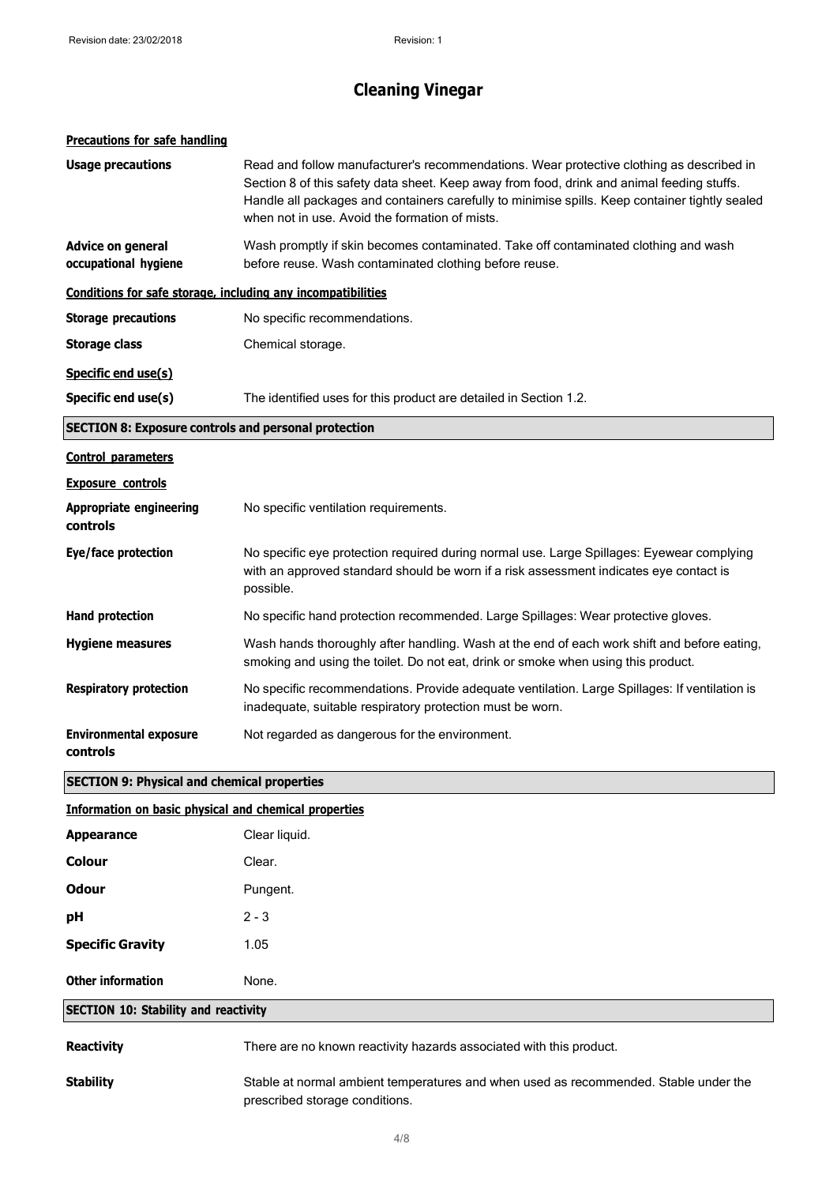# Cleaning Vinegar

**Precautions for safe handling**

| | |
|---|---|
| **Usage precautions** | Read and follow manufacturer's recommendations. Wear protective clothing as described in Section 8 of this safety data sheet. Keep away from food, drink and animal feeding stuffs. Handle all packages and containers carefully to minimise spills. Keep container tightly sealed when not in use. Avoid the formation of mists. |
| **Advice on general occupational hygiene** | Wash promptly if skin becomes contaminated. Take off contaminated clothing and wash before reuse. Wash contaminated clothing before reuse. |

**Conditions for safe storage, including any incompatibilities**

| | |
|---|---|
| **Storage precautions** | No specific recommendations. |
| **Storage class** | Chemical storage. |

**Specific end use(s)**

| | |
|---|---|
| **Specific end use(s)** | The identified uses for this product are detailed in Section 1.2. |

## SECTION 8: Exposure controls and personal protection

**Control parameters**

**Exposure controls**

| | |
|---|---|
| **Appropriate engineering controls** | No specific ventilation requirements. |
| **Eye/face protection** | No specific eye protection required during normal use. Large Spillages: Eyewear complying with an approved standard should be worn if a risk assessment indicates eye contact is possible. |
| **Hand protection** | No specific hand protection recommended. Large Spillages: Wear protective gloves. |
| **Hygiene measures** | Wash hands thoroughly after handling. Wash at the end of each work shift and before eating, smoking and using the toilet. Do not eat, drink or smoke when using this product. |
| **Respiratory protection** | No specific recommendations. Provide adequate ventilation. Large Spillages: If ventilation is inadequate, suitable respiratory protection must be worn. |
| **Environmental exposure controls** | Not regarded as dangerous for the environment. |

## SECTION 9: Physical and chemical properties

**Information on basic physical and chemical properties**

| | |
|---|---|
| **Appearance** | Clear liquid. |
| **Colour** | Clear. |
| **Odour** | Pungent. |
| **pH** | 2 - 3 |
| **Specific Gravity** | 1.05 |
| **Other information** | None. |

## SECTION 10: Stability and reactivity

| | |
|---|---|
| **Reactivity** | There are no known reactivity hazards associated with this product. |
| **Stability** | Stable at normal ambient temperatures and when used as recommended. Stable under the prescribed storage conditions. |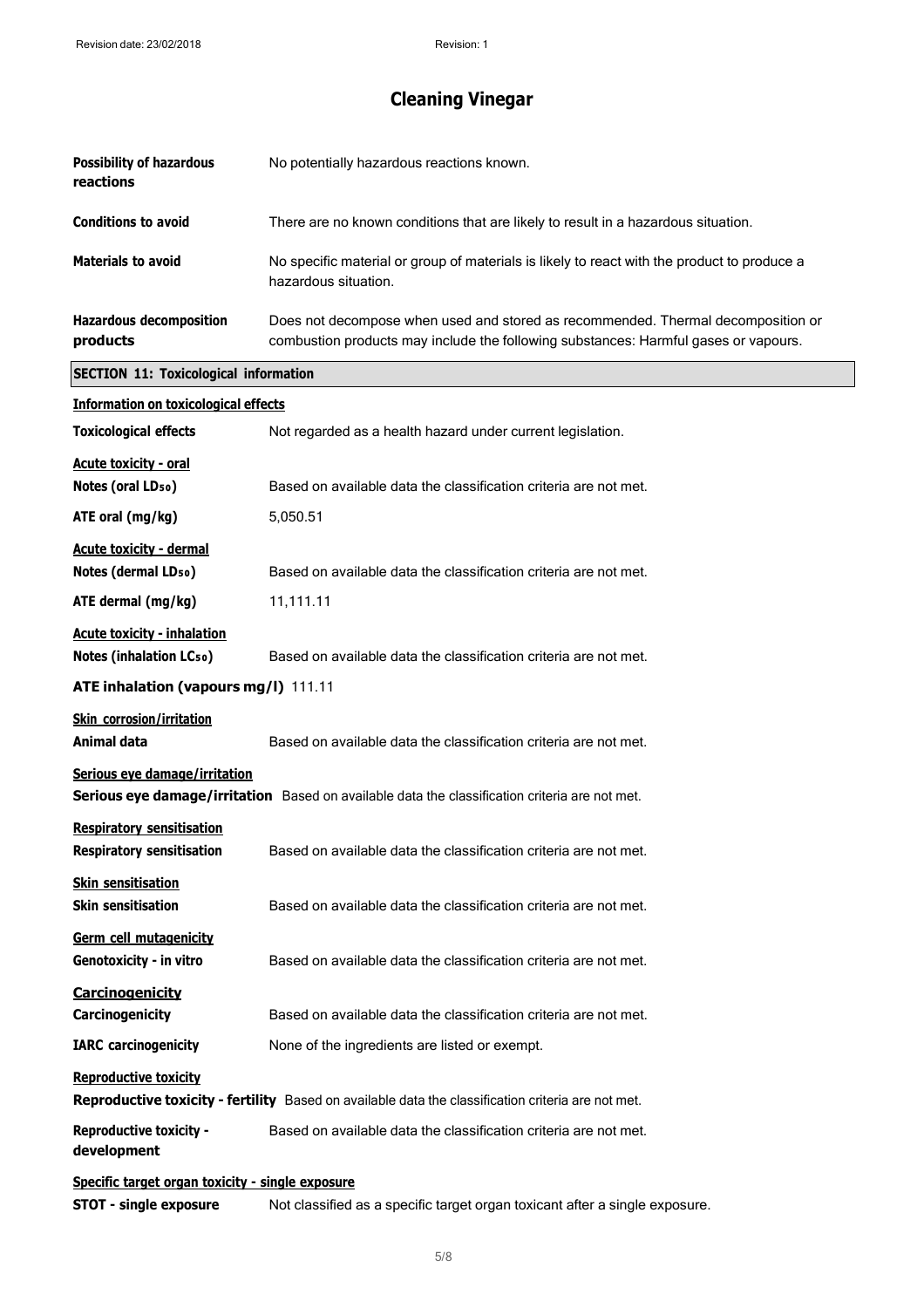# Cleaning Vinegar

| | |
|---|---|
| **Possibility of hazardous reactions** | No potentially hazardous reactions known. |
| **Conditions to avoid** | There are no known conditions that are likely to result in a hazardous situation. |
| **Materials to avoid** | No specific material or group of materials is likely to react with the product to produce a hazardous situation. |
| **Hazardous decomposition products** | Does not decompose when used and stored as recommended. Thermal decomposition or combustion products may include the following substances: Harmful gases or vapours. |

## SECTION 11: Toxicological information

**Information on toxicological effects**

**Toxicological effects** Not regarded as a health hazard under current legislation.

**Acute toxicity - oral**

**Notes (oral $LD_{50}$)** Based on available data the classification criteria are not met.

**ATE oral (mg/kg)** 5,050.51

**Acute toxicity - dermal**

**Notes (dermal $LD_{50}$)** Based on available data the classification criteria are not met.

**ATE dermal (mg/kg)** 11,111.11

**Acute toxicity - inhalation**

**Notes (inhalation $LC_{50}$)** Based on available data the classification criteria are not met.

**ATE inhalation (vapours mg/l)** 111.11

**Skin corrosion/irritation**

**Animal data** Based on available data the classification criteria are not met.

**Serious eye damage/irritation**

**Serious eye damage/irritation** Based on available data the classification criteria are not met.

**Respiratory sensitisation**

**Respiratory sensitisation** Based on available data the classification criteria are not met.

**Skin sensitisation**

**Skin sensitisation** Based on available data the classification criteria are not met.

**Germ cell mutagenicity**

**Genotoxicity - in vitro** Based on available data the classification criteria are not met.

**Carcinogenicity**

**Carcinogenicity** Based on available data the classification criteria are not met.

**IARC carcinogenicity** None of the ingredients are listed or exempt.

**Reproductive toxicity**

**Reproductive toxicity - fertility** Based on available data the classification criteria are not met.

**Reproductive toxicity - development** Based on available data the classification criteria are not met.

**Specific target organ toxicity - single exposure**

**STOT - single exposure** Not classified as a specific target organ toxicant after a single exposure.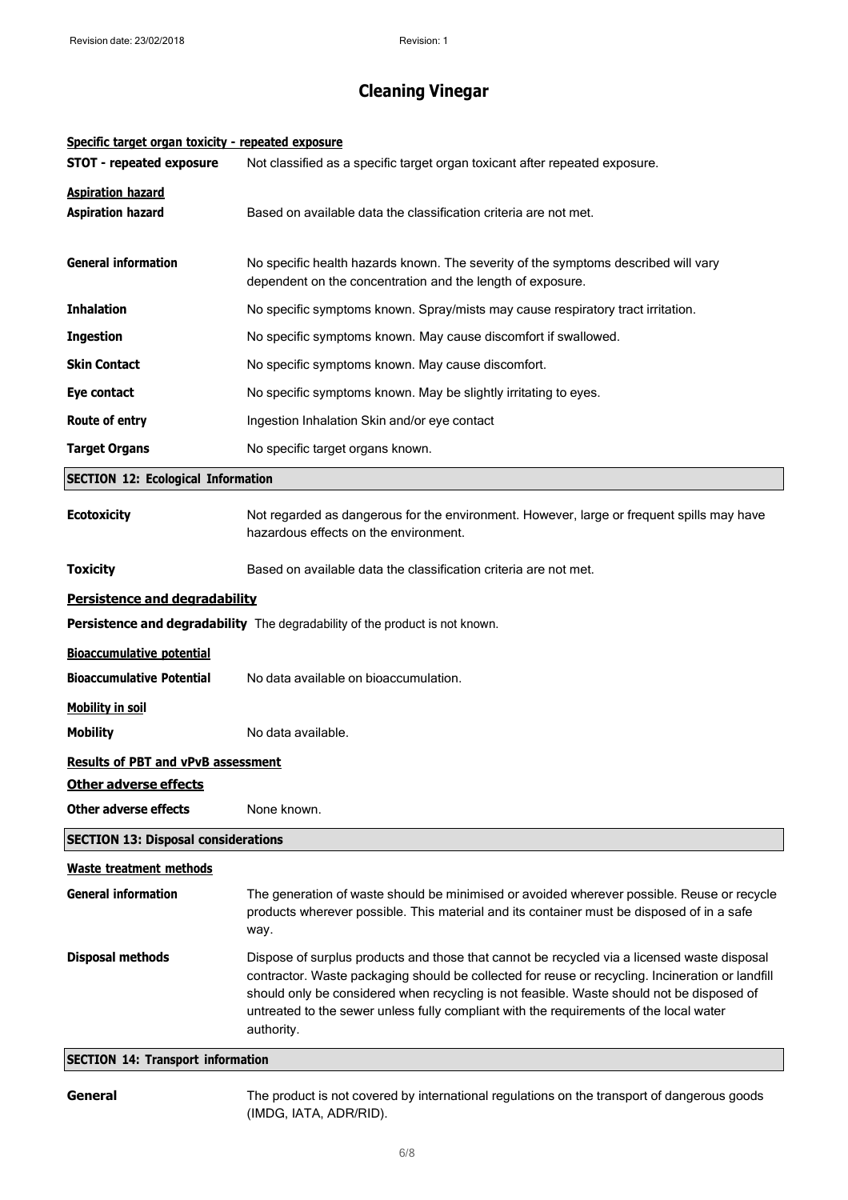# Cleaning Vinegar

### Specific target organ toxicity - repeated exposure

**STOT - repeated exposure** Not classified as a specific target organ toxicant after repeated exposure.

### Aspiration hazard

**Aspiration hazard** Based on available data the classification criteria are not met.

**General information** No specific health hazards known. The severity of the symptoms described will vary dependent on the concentration and the length of exposure.

**Inhalation** No specific symptoms known. Spray/mists may cause respiratory tract irritation.

**Ingestion** No specific symptoms known. May cause discomfort if swallowed.

**Skin Contact** No specific symptoms known. May cause discomfort.

**Eye contact** No specific symptoms known. May be slightly irritating to eyes.

**Route of entry** Ingestion Inhalation Skin and/or eye contact

**Target Organs** No specific target organs known.

## SECTION 12: Ecological Information

**Ecotoxicity** Not regarded as dangerous for the environment. However, large or frequent spills may have hazardous effects on the environment.

**Toxicity** Based on available data the classification criteria are not met.

### Persistence and degradability

**Persistence and degradability** The degradability of the product is not known.

### Bioaccumulative potential

**Bioaccumulative Potential** No data available on bioaccumulation.

### Mobility in soil

**Mobility** No data available.

### Results of PBT and vPvB assessment

### Other adverse effects

**Other adverse effects** None known.

## SECTION 13: Disposal considerations

### Waste treatment methods

**General information** The generation of waste should be minimised or avoided wherever possible. Reuse or recycle products wherever possible. This material and its container must be disposed of in a safe way.

**Disposal methods** Dispose of surplus products and those that cannot be recycled via a licensed waste disposal contractor. Waste packaging should be collected for reuse or recycling. Incineration or landfill should only be considered when recycling is not feasible. Waste should not be disposed of untreated to the sewer unless fully compliant with the requirements of the local water authority.

## SECTION 14: Transport information

**General** The product is not covered by international regulations on the transport of dangerous goods (IMDG, IATA, ADR/RID).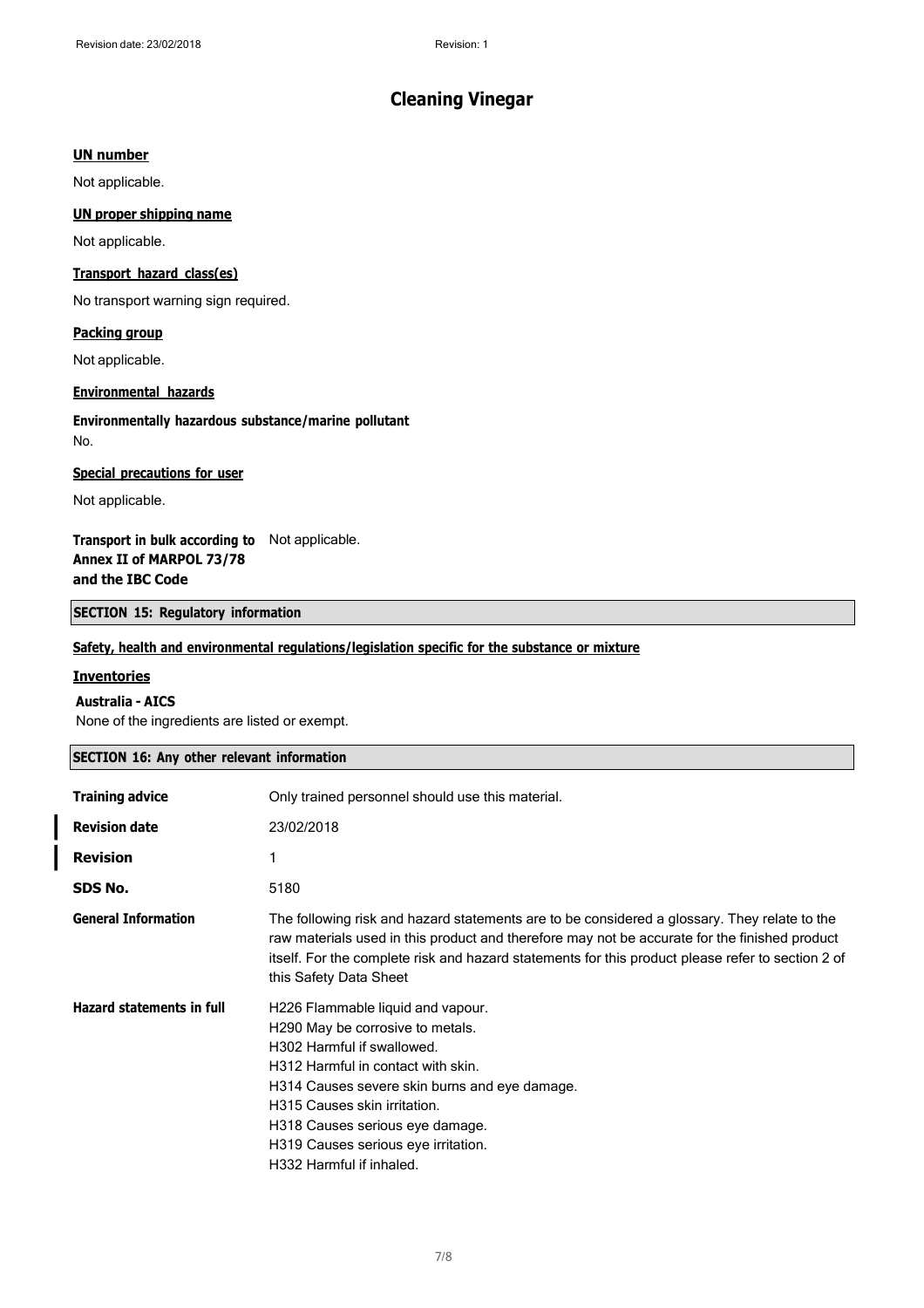# Cleaning Vinegar

**UN number**

Not applicable.

**UN proper shipping name**

Not applicable.

**Transport hazard class(es)**

No transport warning sign required.

**Packing group**

Not applicable.

**Environmental hazards**

**Environmentally hazardous substance/marine pollutant**

No.

**Special precautions for user**

Not applicable.

**Transport in bulk according to Annex II of MARPOL 73/78 and the IBC Code** Not applicable.

## SECTION 15: Regulatory information

**Safety, health and environmental regulations/legislation specific for the substance or mixture**

**Inventories**

**Australia - AICS**

None of the ingredients are listed or exempt.

## SECTION 16: Any other relevant information

| | |
|---|---|
| **Training advice** | Only trained personnel should use this material. |
| **Revision date** | 23/02/2018 |
| **Revision** | 1 |
| **SDS No.** | 5180 |
| **General Information** | The following risk and hazard statements are to be considered a glossary. They relate to the raw materials used in this product and therefore may not be accurate for the finished product itself. For the complete risk and hazard statements for this product please refer to section 2 of this Safety Data Sheet |
| **Hazard statements in full** | H226 Flammable liquid and vapour.<br>H290 May be corrosive to metals.<br>H302 Harmful if swallowed.<br>H312 Harmful in contact with skin.<br>H314 Causes severe skin burns and eye damage.<br>H315 Causes skin irritation.<br>H318 Causes serious eye damage.<br>H319 Causes serious eye irritation.<br>H332 Harmful if inhaled. |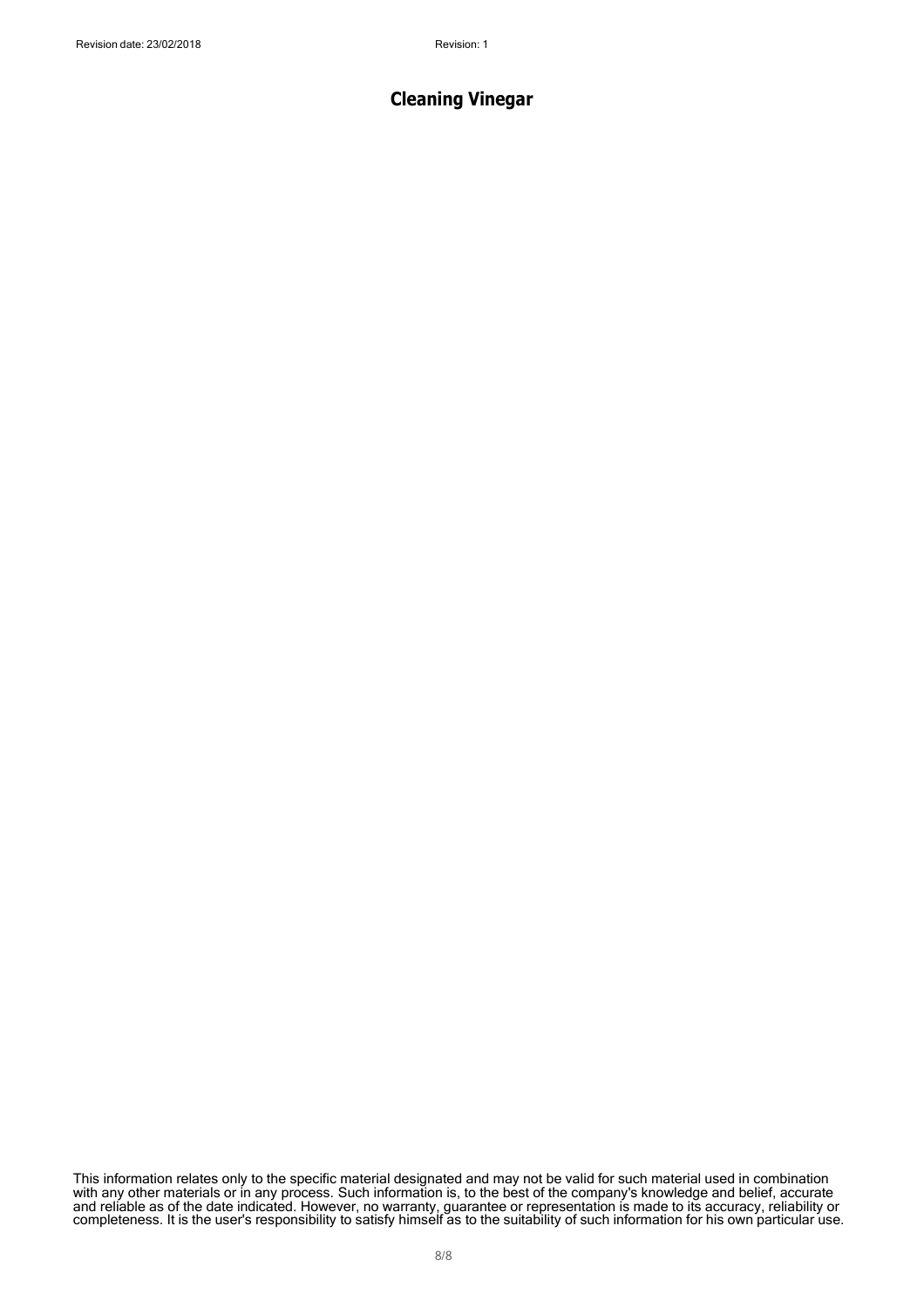This information relates only to the specific material designated and may not be valid for such material used in combination with any other materials or in any process. Such information is, to the best of the company's knowledge and belief, accurate and reliable as of the date indicated. However, no warranty, guarantee or representation is made to its accuracy, reliability or completeness. It is the user's responsibility to satisfy himself as to the suitability of such information for his own particular use.